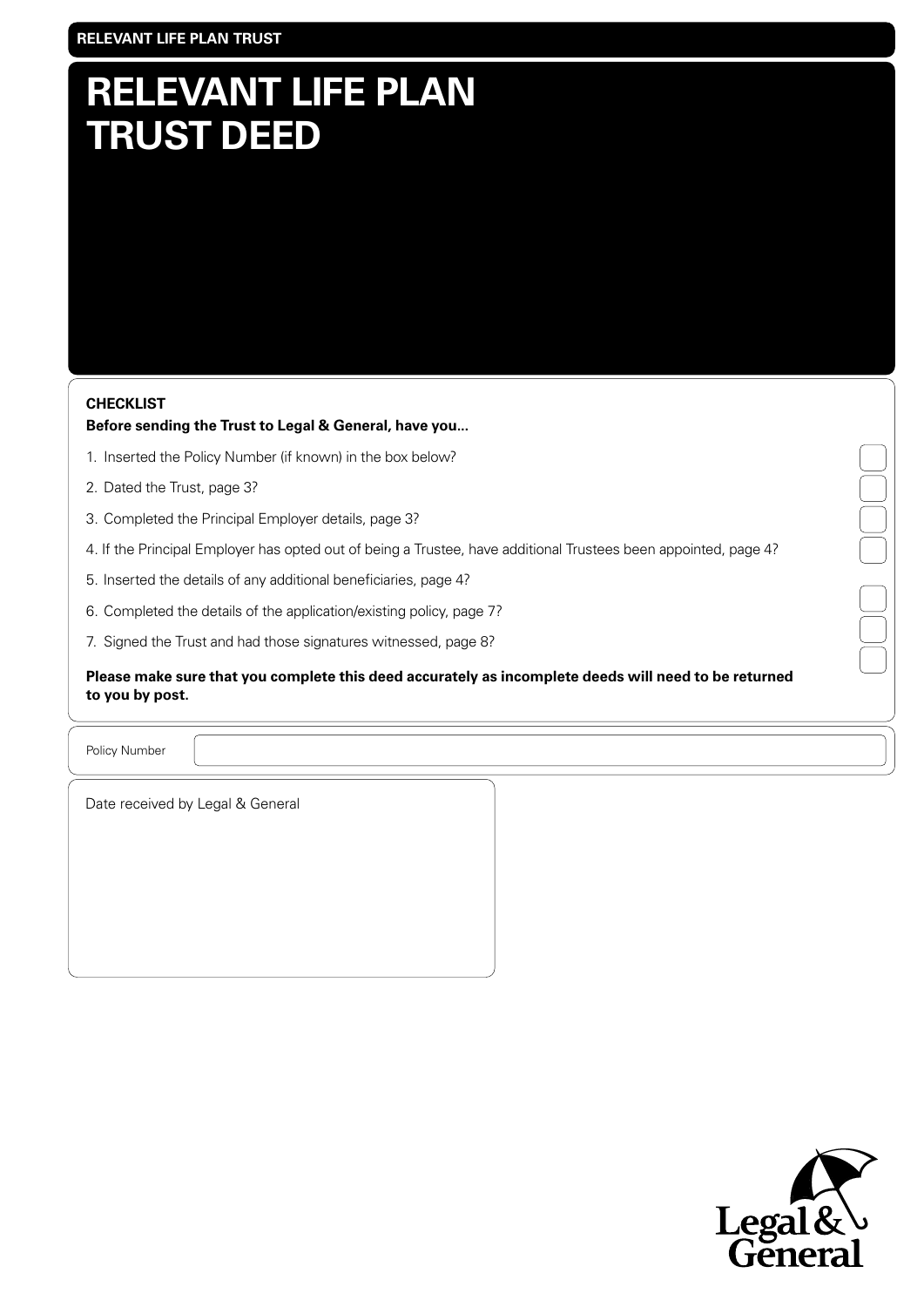RELEVANT LIFE PLAN TRUST

# RELEVANT LIFE PLAN TRUST DEED

**CHECKLIST**

**Before sending the Trust to Legal & General, have you...**

1. Inserted the Policy Number (if known) in the box below? ☐
2. Dated the Trust, page 3? ☐
3. Completed the Principal Employer details, page 3? ☐
4. If the Principal Employer has opted out of being a Trustee, have additional Trustees been appointed, page 4? ☐
5. Inserted the details of any additional beneficiaries, page 4? ☐
6. Completed the details of the application/existing policy, page 7? ☐
7. Signed the Trust and had those signatures witnessed, page 8? ☐

**Please make sure that you complete this deed accurately as incomplete deeds will need to be returned to you by post.**

Policy Number

Date received by Legal & General

Legal & General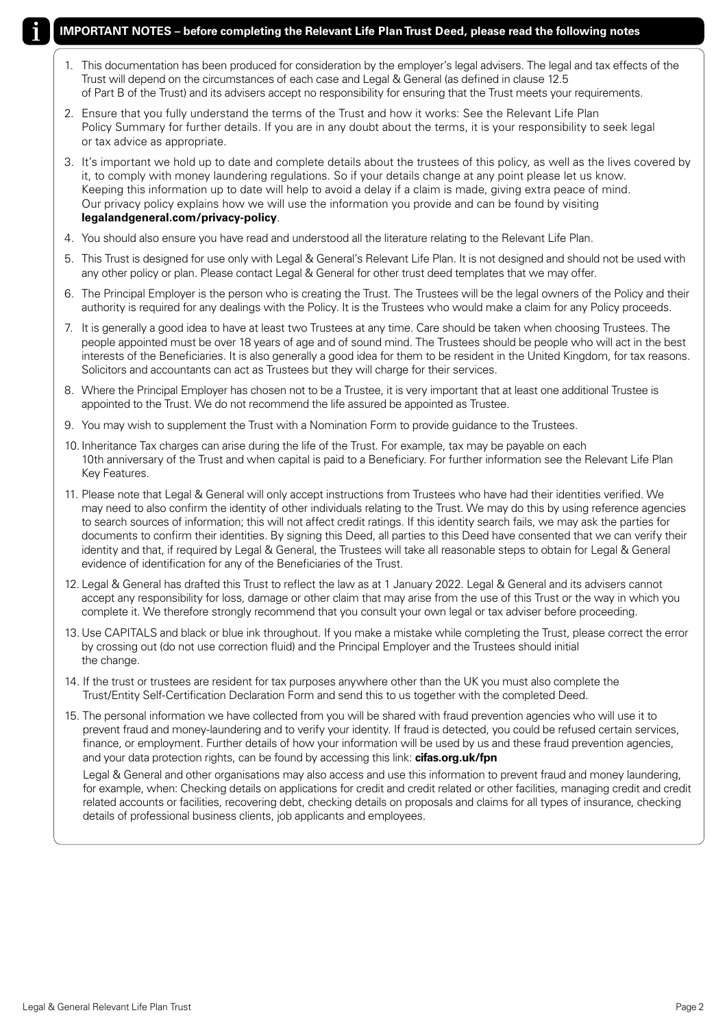## IMPORTANT NOTES – before completing the Relevant Life Plan Trust Deed, please read the following notes

1. This documentation has been produced for consideration by the employer's legal advisers. The legal and tax effects of the Trust will depend on the circumstances of each case and Legal & General (as defined in clause 12.5 of Part B of the Trust) and its advisers accept no responsibility for ensuring that the Trust meets your requirements.
2. Ensure that you fully understand the terms of the Trust and how it works: See the Relevant Life Plan Policy Summary for further details. If you are in any doubt about the terms, it is your responsibility to seek legal or tax advice as appropriate.
3. It's important we hold up to date and complete details about the trustees of this policy, as well as the lives covered by it, to comply with money laundering regulations. So if your details change at any point please let us know. Keeping this information up to date will help to avoid a delay if a claim is made, giving extra peace of mind. Our privacy policy explains how we will use the information you provide and can be found by visiting **legalandgeneral.com/privacy-policy**.
4. You should also ensure you have read and understood all the literature relating to the Relevant Life Plan.
5. This Trust is designed for use only with Legal & General's Relevant Life Plan. It is not designed and should not be used with any other policy or plan. Please contact Legal & General for other trust deed templates that we may offer.
6. The Principal Employer is the person who is creating the Trust. The Trustees will be the legal owners of the Policy and their authority is required for any dealings with the Policy. It is the Trustees who would make a claim for any Policy proceeds.
7. It is generally a good idea to have at least two Trustees at any time. Care should be taken when choosing Trustees. The people appointed must be over 18 years of age and of sound mind. The Trustees should be people who will act in the best interests of the Beneficiaries. It is also generally a good idea for them to be resident in the United Kingdom, for tax reasons. Solicitors and accountants can act as Trustees but they will charge for their services.
8. Where the Principal Employer has chosen not to be a Trustee, it is very important that at least one additional Trustee is appointed to the Trust. We do not recommend the life assured be appointed as Trustee.
9. You may wish to supplement the Trust with a Nomination Form to provide guidance to the Trustees.
10. Inheritance Tax charges can arise during the life of the Trust. For example, tax may be payable on each 10th anniversary of the Trust and when capital is paid to a Beneficiary. For further information see the Relevant Life Plan Key Features.
11. Please note that Legal & General will only accept instructions from Trustees who have had their identities verified. We may need to also confirm the identity of other individuals relating to the Trust. We may do this by using reference agencies to search sources of information; this will not affect credit ratings. If this identity search fails, we may ask the parties for documents to confirm their identities. By signing this Deed, all parties to this Deed have consented that we can verify their identity and that, if required by Legal & General, the Trustees will take all reasonable steps to obtain for Legal & General evidence of identification for any of the Beneficiaries of the Trust.
12. Legal & General has drafted this Trust to reflect the law as at 1 January 2022. Legal & General and its advisers cannot accept any responsibility for loss, damage or other claim that may arise from the use of this Trust or the way in which you complete it. We therefore strongly recommend that you consult your own legal or tax adviser before proceeding.
13. Use CAPITALS and black or blue ink throughout. If you make a mistake while completing the Trust, please correct the error by crossing out (do not use correction fluid) and the Principal Employer and the Trustees should initial the change.
14. If the trust or trustees are resident for tax purposes anywhere other than the UK you must also complete the Trust/Entity Self-Certification Declaration Form and send this to us together with the completed Deed.
15. The personal information we have collected from you will be shared with fraud prevention agencies who will use it to prevent fraud and money-laundering and to verify your identity. If fraud is detected, you could be refused certain services, finance, or employment. Further details of how your information will be used by us and these fraud prevention agencies, and your data protection rights, can be found by accessing this link: **cifas.org.uk/fpn**

    Legal & General and other organisations may also access and use this information to prevent fraud and money laundering, for example, when: Checking details on applications for credit and credit related or other facilities, managing credit and credit related accounts or facilities, recovering debt, checking details on proposals and claims for all types of insurance, checking details of professional business clients, job applicants and employees.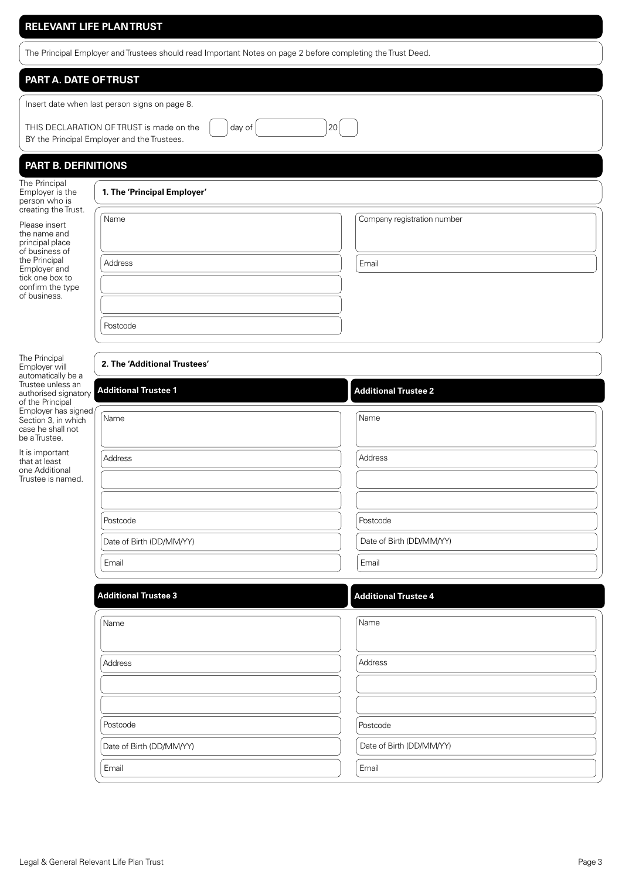## RELEVANT LIFE PLAN TRUST

The Principal Employer and Trustees should read Important Notes on page 2 before completing the Trust Deed.

## PART A. DATE OF TRUST

Insert date when last person signs on page 8.

THIS DECLARATION OF TRUST is made on the ____ day of ____________ 20____
BY the Principal Employer and the Trustees.

## PART B. DEFINITIONS

The Principal Employer is the person who is creating the Trust.

Please insert the name and principal place of business of the Principal Employer and tick one box to confirm the type of business.

### 1. The 'Principal Employer'

| | |
|---|---|
| Name | Company registration number |
| Address | Email |
| | |
| | |
| Postcode | |

The Principal Employer will automatically be a Trustee unless an authorised signatory of the Principal Employer has signed Section 3, in which case he shall not be a Trustee.

It is important that at least one Additional Trustee is named.

### 2. The 'Additional Trustees'

| Additional Trustee 1 | Additional Trustee 2 |
|---|---|
| Name | Name |
| Address | Address |
| | |
| | |
| Postcode | Postcode |
| Date of Birth (DD/MM/YY) | Date of Birth (DD/MM/YY) |
| Email | Email |

| Additional Trustee 3 | Additional Trustee 4 |
|---|---|
| Name | Name |
| Address | Address |
| | |
| | |
| Postcode | Postcode |
| Date of Birth (DD/MM/YY) | Date of Birth (DD/MM/YY) |
| Email | Email |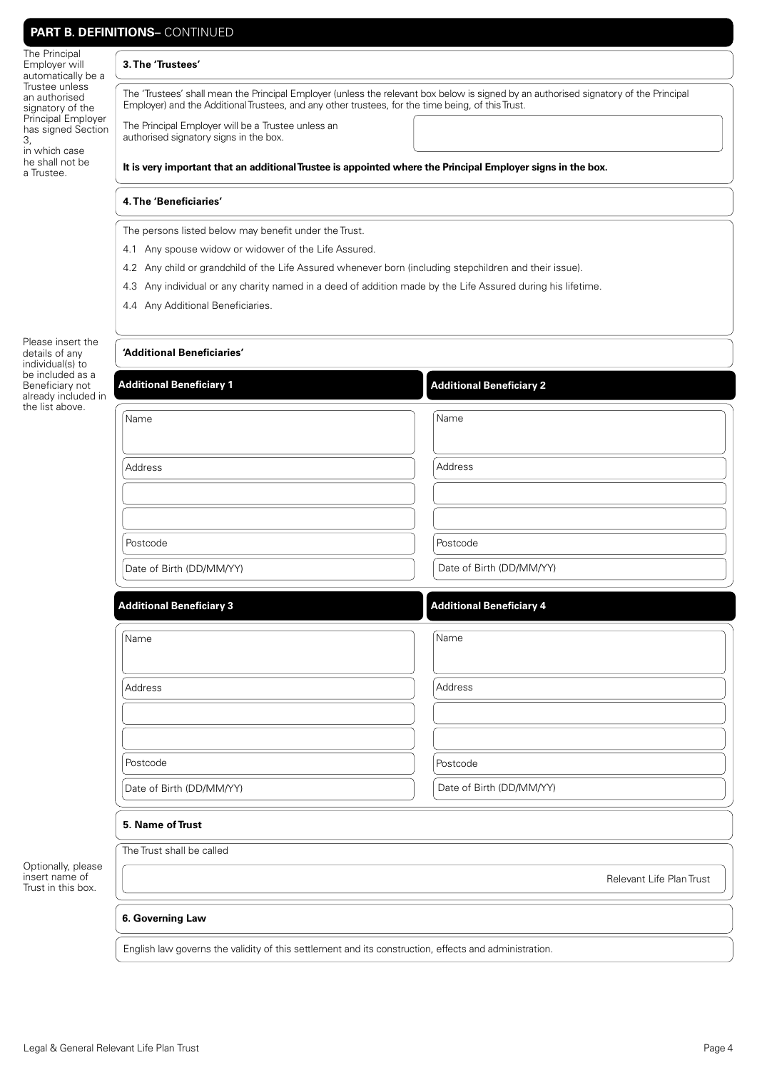## PART B. DEFINITIONS– CONTINUED

The Principal Employer will automatically be a Trustee unless an authorised signatory of the Principal Employer has signed Section 3, in which case he shall not be a Trustee.

### 3. The 'Trustees'

The 'Trustees' shall mean the Principal Employer (unless the relevant box below is signed by an authorised signatory of the Principal Employer) and the Additional Trustees, and any other trustees, for the time being, of this Trust.

The Principal Employer will be a Trustee unless an authorised signatory signs in the box.

**It is very important that an additional Trustee is appointed where the Principal Employer signs in the box.**

### 4. The 'Beneficiaries'

The persons listed below may benefit under the Trust.

4.1 Any spouse widow or widower of the Life Assured.

4.2 Any child or grandchild of the Life Assured whenever born (including stepchildren and their issue).

4.3 Any individual or any charity named in a deed of addition made by the Life Assured during his lifetime.

4.4 Any Additional Beneficiaries.

Please insert the details of any individual(s) to be included as a Beneficiary not already included in the list above.

### 'Additional Beneficiaries'

| Additional Beneficiary 1 | Additional Beneficiary 2 |
|---|---|
| Name | Name |
| Address | Address |
| | |
| | |
| Postcode | Postcode |
| Date of Birth (DD/MM/YY) | Date of Birth (DD/MM/YY) |

| Additional Beneficiary 3 | Additional Beneficiary 4 |
|---|---|
| Name | Name |
| Address | Address |
| | |
| | |
| Postcode | Postcode |
| Date of Birth (DD/MM/YY) | Date of Birth (DD/MM/YY) |

### 5. Name of Trust

Optionally, please insert name of Trust in this box.

The Trust shall be called

Relevant Life Plan Trust

### 6. Governing Law

English law governs the validity of this settlement and its construction, effects and administration.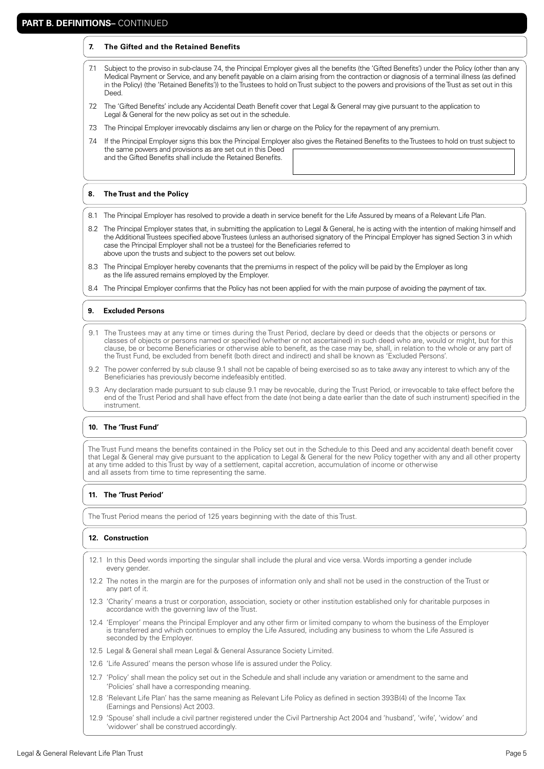## PART B. DEFINITIONS– CONTINUED

### 7. The Gifted and the Retained Benefits

7.1 Subject to the proviso in sub-clause 7.4, the Principal Employer gives all the benefits (the 'Gifted Benefits') under the Policy (other than any Medical Payment or Service, and any benefit payable on a claim arising from the contraction or diagnosis of a terminal illness (as defined in the Policy) (the 'Retained Benefits')) to the Trustees to hold on Trust subject to the powers and provisions of the Trust as set out in this Deed.

7.2 The 'Gifted Benefits' include any Accidental Death Benefit cover that Legal & General may give pursuant to the application to Legal & General for the new policy as set out in the schedule.

7.3 The Principal Employer irrevocably disclaims any lien or charge on the Policy for the repayment of any premium.

7.4 If the Principal Employer signs this box the Principal Employer also gives the Retained Benefits to the Trustees to hold on trust subject to the same powers and provisions as are set out in this Deed and the Gifted Benefits shall include the Retained Benefits.

### 8. The Trust and the Policy

8.1 The Principal Employer has resolved to provide a death in service benefit for the Life Assured by means of a Relevant Life Plan.

8.2 The Principal Employer states that, in submitting the application to Legal & General, he is acting with the intention of making himself and the Additional Trustees specified above Trustees (unless an authorised signatory of the Principal Employer has signed Section 3 in which case the Principal Employer shall not be a trustee) for the Beneficiaries referred to above upon the trusts and subject to the powers set out below.

8.3 The Principal Employer hereby covenants that the premiums in respect of the policy will be paid by the Employer as long as the life assured remains employed by the Employer.

8.4 The Principal Employer confirms that the Policy has not been applied for with the main purpose of avoiding the payment of tax.

### 9. Excluded Persons

9.1 The Trustees may at any time or times during the Trust Period, declare by deed or deeds that the objects or persons or classes of objects or persons named or specified (whether or not ascertained) in such deed who are, would or might, but for this clause, be or become Beneficiaries or otherwise able to benefit, as the case may be, shall, in relation to the whole or any part of the Trust Fund, be excluded from benefit (both direct and indirect) and shall be known as 'Excluded Persons'.

9.2 The power conferred by sub clause 9.1 shall not be capable of being exercised so as to take away any interest to which any of the Beneficiaries has previously become indefeasibly entitled.

9.3 Any declaration made pursuant to sub clause 9.1 may be revocable, during the Trust Period, or irrevocable to take effect before the end of the Trust Period and shall have effect from the date (not being a date earlier than the date of such instrument) specified in the instrument.

### 10. The 'Trust Fund'

The Trust Fund means the benefits contained in the Policy set out in the Schedule to this Deed and any accidental death benefit cover that Legal & General may give pursuant to the application to Legal & General for the new Policy together with any and all other property at any time added to this Trust by way of a settlement, capital accretion, accumulation of income or otherwise and all assets from time to time representing the same.

### 11. The 'Trust Period'

The Trust Period means the period of 125 years beginning with the date of this Trust.

### 12. Construction

12.1 In this Deed words importing the singular shall include the plural and vice versa. Words importing a gender include every gender.

12.2 The notes in the margin are for the purposes of information only and shall not be used in the construction of the Trust or any part of it.

12.3 'Charity' means a trust or corporation, association, society or other institution established only for charitable purposes in accordance with the governing law of the Trust.

12.4 'Employer' means the Principal Employer and any other firm or limited company to whom the business of the Employer is transferred and which continues to employ the Life Assured, including any business to whom the Life Assured is seconded by the Employer.

12.5 Legal & General shall mean Legal & General Assurance Society Limited.

12.6 'Life Assured' means the person whose life is assured under the Policy.

12.7 'Policy' shall mean the policy set out in the Schedule and shall include any variation or amendment to the same and 'Policies' shall have a corresponding meaning.

12.8 'Relevant Life Plan' has the same meaning as Relevant Life Policy as defined in section 393B(4) of the Income Tax (Earnings and Pensions) Act 2003.

12.9 'Spouse' shall include a civil partner registered under the Civil Partnership Act 2004 and 'husband', 'wife', 'widow' and 'widower' shall be construed accordingly.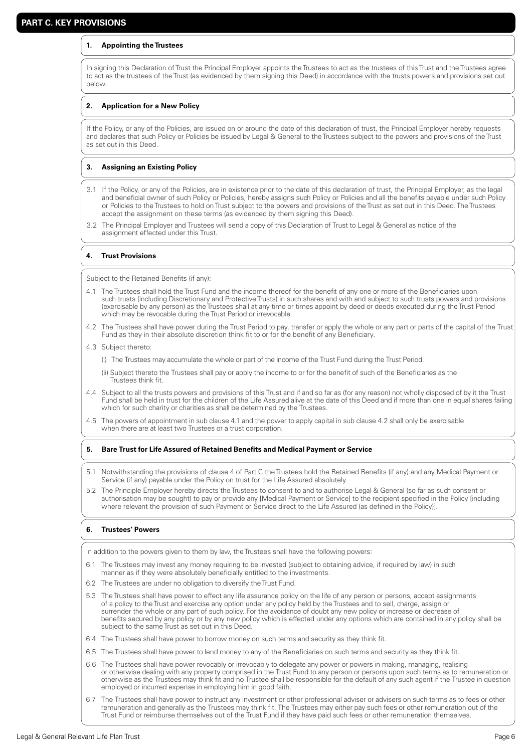## PART C. KEY PROVISIONS

### 1. Appointing the Trustees

In signing this Declaration of Trust the Principal Employer appoints the Trustees to act as the trustees of this Trust and the Trustees agree to act as the trustees of the Trust (as evidenced by them signing this Deed) in accordance with the trusts powers and provisions set out below.

### 2. Application for a New Policy

If the Policy, or any of the Policies, are issued on or around the date of this declaration of trust, the Principal Employer hereby requests and declares that such Policy or Policies be issued by Legal & General to the Trustees subject to the powers and provisions of the Trust as set out in this Deed.

### 3. Assigning an Existing Policy

3.1 If the Policy, or any of the Policies, are in existence prior to the date of this declaration of trust, the Principal Employer, as the legal and beneficial owner of such Policy or Policies, hereby assigns such Policy or Policies and all the benefits payable under such Policy or Policies to the Trustees to hold on Trust subject to the powers and provisions of the Trust as set out in this Deed. The Trustees accept the assignment on these terms (as evidenced by them signing this Deed).

3.2 The Principal Employer and Trustees will send a copy of this Declaration of Trust to Legal & General as notice of the assignment effected under this Trust.

### 4. Trust Provisions

Subject to the Retained Benefits (if any):

4.1 The Trustees shall hold the Trust Fund and the income thereof for the benefit of any one or more of the Beneficiaries upon such trusts (including Discretionary and Protective Trusts) in such shares and with and subject to such trusts powers and provisions (exercisable by any person) as the Trustees shall at any time or times appoint by deed or deeds executed during the Trust Period which may be revocable during the Trust Period or irrevocable.

4.2 The Trustees shall have power during the Trust Period to pay, transfer or apply the whole or any part or parts of the capital of the Trust Fund as they in their absolute discretion think fit to or for the benefit of any Beneficiary.

4.3 Subject thereto:

(i) The Trustees may accumulate the whole or part of the income of the Trust Fund during the Trust Period.

(ii) Subject thereto the Trustees shall pay or apply the income to or for the benefit of such of the Beneficiaries as the Trustees think fit.

4.4 Subject to all the trusts powers and provisions of this Trust and if and so far as (for any reason) not wholly disposed of by it the Trust Fund shall be held in trust for the children of the Life Assured alive at the date of this Deed and if more than one in equal shares failing which for such charity or charities as shall be determined by the Trustees.

4.5 The powers of appointment in sub clause 4.1 and the power to apply capital in sub clause 4.2 shall only be exercisable when there are at least two Trustees or a trust corporation.

### 5. Bare Trust for Life Assured of Retained Benefits and Medical Payment or Service

5.1 Notwithstanding the provisions of clause 4 of Part C the Trustees hold the Retained Benefits (if any) and any Medical Payment or Service (if any) payable under the Policy on trust for the Life Assured absolutely.

5.2 The Principle Employer hereby directs the Trustees to consent to and to authorise Legal & General (so far as such consent or authorisation may be sought) to pay or provide any [Medical Payment or Service] to the recipient specified in the Policy [including where relevant the provision of such Payment or Service direct to the Life Assured (as defined in the Policy)].

### 6. Trustees' Powers

In addition to the powers given to them by law, the Trustees shall have the following powers:

6.1 The Trustees may invest any money requiring to be invested (subject to obtaining advice, if required by law) in such manner as if they were absolutely beneficially entitled to the investments.

6.2 The Trustees are under no obligation to diversify the Trust Fund.

5.3 The Trustees shall have power to effect any life assurance policy on the life of any person or persons, accept assignments of a policy to the Trust and exercise any option under any policy held by the Trustees and to sell, charge, assign or surrender the whole or any part of such policy. For the avoidance of doubt any new policy or increase or decrease of benefits secured by any policy or by any new policy which is effected under any options which are contained in any policy shall be subject to the same Trust as set out in this Deed.

6.4 The Trustees shall have power to borrow money on such terms and security as they think fit.

6.5 The Trustees shall have power to lend money to any of the Beneficiaries on such terms and security as they think fit.

6.6 The Trustees shall have power revocably or irrevocably to delegate any power or powers in making, managing, realising or otherwise dealing with any property comprised in the Trust Fund to any person or persons upon such terms as to remuneration or otherwise as the Trustees may think fit and no Trustee shall be responsible for the default of any such agent if the Trustee in question employed or incurred expense in employing him in good faith.

6.7 The Trustees shall have power to instruct any investment or other professional adviser or advisers on such terms as to fees or other remuneration and generally as the Trustees may think fit. The Trustees may either pay such fees or other remuneration out of the Trust Fund or reimburse themselves out of the Trust Fund if they have paid such fees or other remuneration themselves.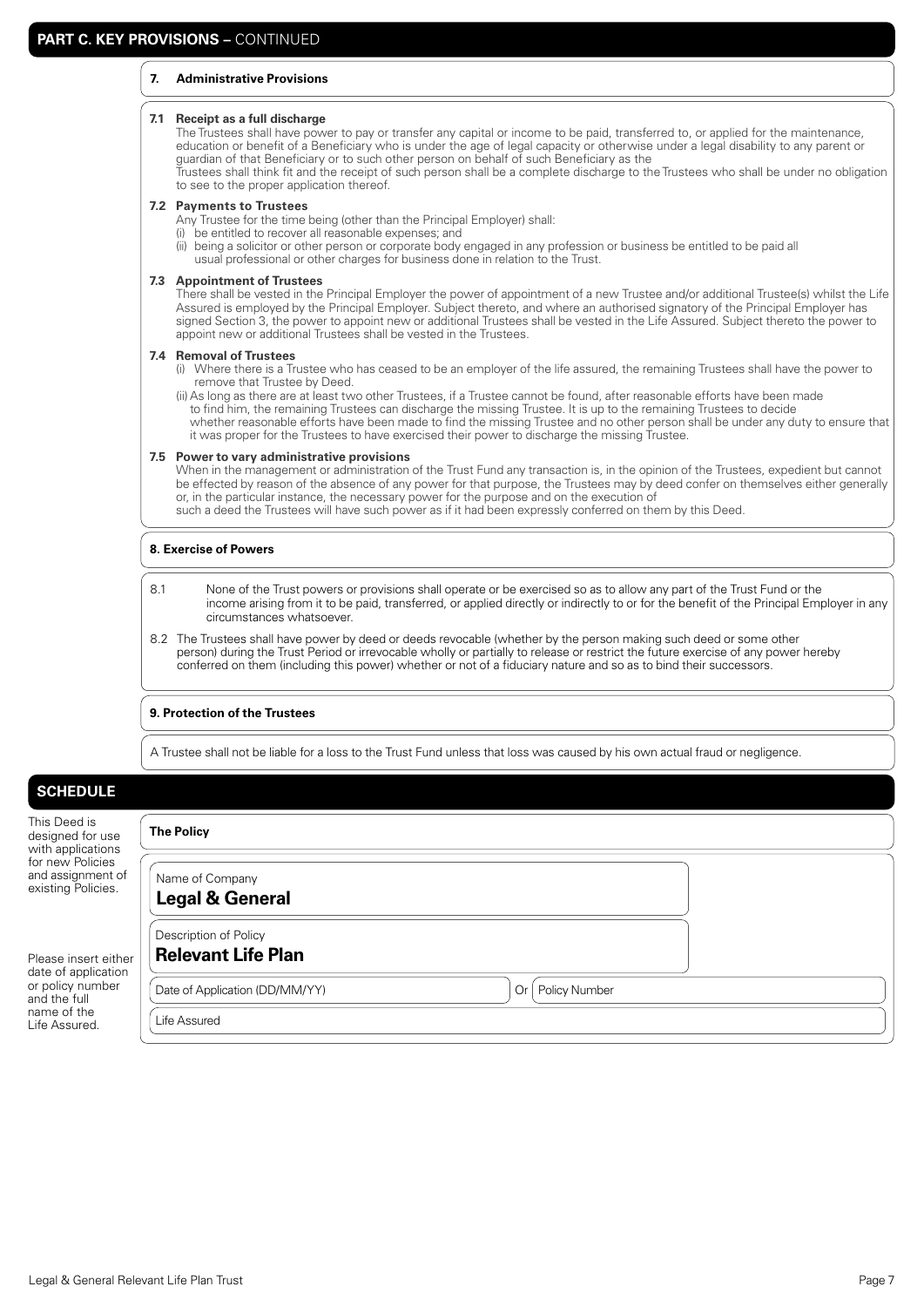## PART C. KEY PROVISIONS – CONTINUED

### 7. Administrative Provisions

**7.1 Receipt as a full discharge**

The Trustees shall have power to pay or transfer any capital or income to be paid, transferred to, or applied for the maintenance, education or benefit of a Beneficiary who is under the age of legal capacity or otherwise under a legal disability to any parent or guardian of that Beneficiary or to such other person on behalf of such Beneficiary as the Trustees shall think fit and the receipt of such person shall be a complete discharge to the Trustees who shall be under no obligation to see to the proper application thereof.

**7.2 Payments to Trustees**

Any Trustee for the time being (other than the Principal Employer) shall:

(i) be entitled to recover all reasonable expenses; and

(ii) being a solicitor or other person or corporate body engaged in any profession or business be entitled to be paid all usual professional or other charges for business done in relation to the Trust.

**7.3 Appointment of Trustees**

There shall be vested in the Principal Employer the power of appointment of a new Trustee and/or additional Trustee(s) whilst the Life Assured is employed by the Principal Employer. Subject thereto, and where an authorised signatory of the Principal Employer has signed Section 3, the power to appoint new or additional Trustees shall be vested in the Life Assured. Subject thereto the power to appoint new or additional Trustees shall be vested in the Trustees.

**7.4 Removal of Trustees**

(i) Where there is a Trustee who has ceased to be an employer of the life assured, the remaining Trustees shall have the power to remove that Trustee by Deed.

(ii) As long as there are at least two other Trustees, if a Trustee cannot be found, after reasonable efforts have been made to find him, the remaining Trustees can discharge the missing Trustee. It is up to the remaining Trustees to decide whether reasonable efforts have been made to find the missing Trustee and no other person shall be under any duty to ensure that it was proper for the Trustees to have exercised their power to discharge the missing Trustee.

**7.5 Power to vary administrative provisions**

When in the management or administration of the Trust Fund any transaction is, in the opinion of the Trustees, expedient but cannot be effected by reason of the absence of any power for that purpose, the Trustees may by deed confer on themselves either generally or, in the particular instance, the necessary power for the purpose and on the execution of such a deed the Trustees will have such power as if it had been expressly conferred on them by this Deed.

### 8. Exercise of Powers

8.1 None of the Trust powers or provisions shall operate or be exercised so as to allow any part of the Trust Fund or the income arising from it to be paid, transferred, or applied directly or indirectly to or for the benefit of the Principal Employer in any circumstances whatsoever.

8.2 The Trustees shall have power by deed or deeds revocable (whether by the person making such deed or some other person) during the Trust Period or irrevocable wholly or partially to release or restrict the future exercise of any power hereby conferred on them (including this power) whether or not of a fiduciary nature and so as to bind their successors.

### 9. Protection of the Trustees

A Trustee shall not be liable for a loss to the Trust Fund unless that loss was caused by his own actual fraud or negligence.

## SCHEDULE

This Deed is designed for use with applications for new Policies and assignment of existing Policies.

Please insert either date of application or policy number and the full name of the Life Assured.

**The Policy**

Name of Company
**Legal & General**

Description of Policy
**Relevant Life Plan**

Date of Application (DD/MM/YY) Or Policy Number

Life Assured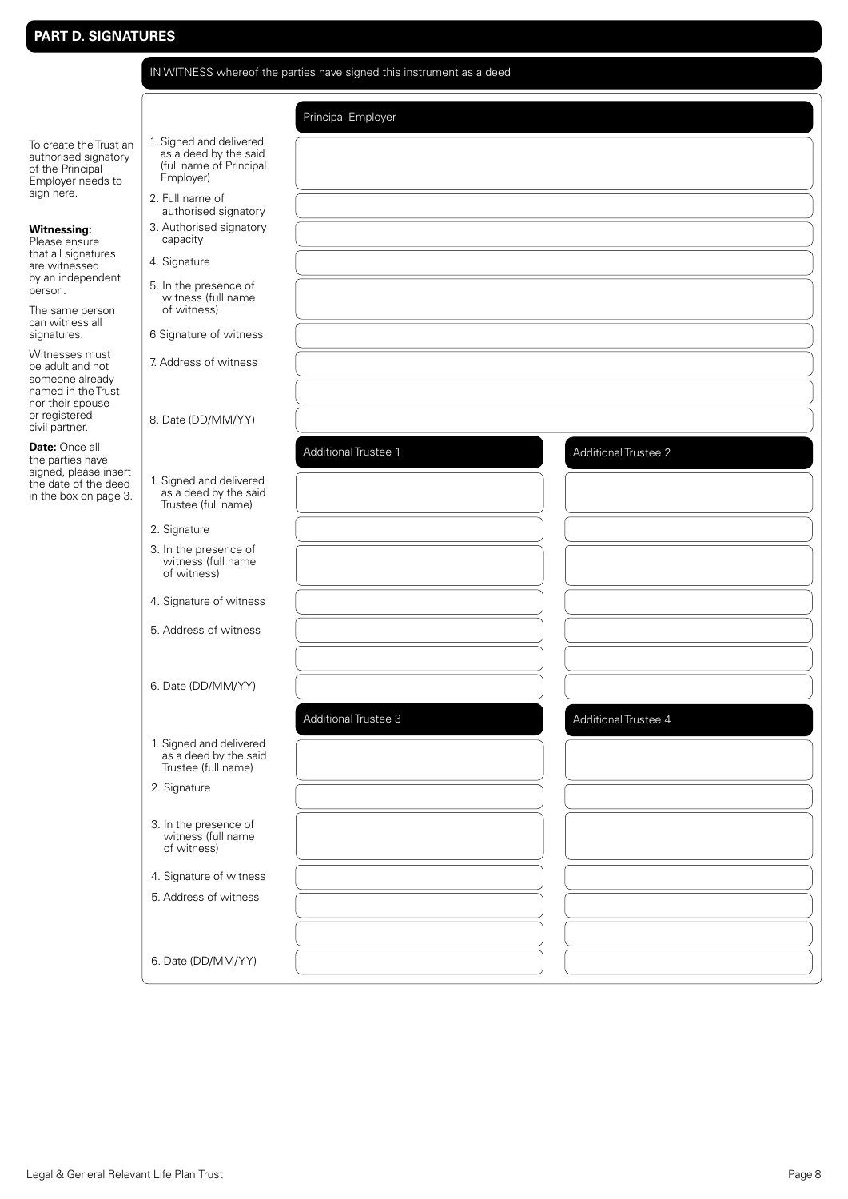## PART D. SIGNATURES

IN WITNESS whereof the parties have signed this instrument as a deed

To create the Trust an authorised signatory of the Principal Employer needs to sign here.

**Witnessing:** Please ensure that all signatures are witnessed by an independent person.

The same person can witness all signatures.

Witnesses must be adult and not someone already named in the Trust nor their spouse or registered civil partner.

**Date:** Once all the parties have signed, please insert the date of the deed in the box on page 3.

| | Principal Employer |
|---|---|
| 1. Signed and delivered as a deed by the said (full name of Principal Employer) | |
| 2. Full name of authorised signatory | |
| 3. Authorised signatory capacity | |
| 4. Signature | |
| 5. In the presence of witness (full name of witness) | |
| 6 Signature of witness | |
| 7. Address of witness | |
| | |
| 8. Date (DD/MM/YY) | |

| | Additional Trustee 1 | Additional Trustee 2 |
|---|---|---|
| 1. Signed and delivered as a deed by the said Trustee (full name) | | |
| 2. Signature | | |
| 3. In the presence of witness (full name of witness) | | |
| 4. Signature of witness | | |
| 5. Address of witness | | |
| | | |
| 6. Date (DD/MM/YY) | | |

| | Additional Trustee 3 | Additional Trustee 4 |
|---|---|---|
| 1. Signed and delivered as a deed by the said Trustee (full name) | | |
| 2. Signature | | |
| 3. In the presence of witness (full name of witness) | | |
| 4. Signature of witness | | |
| 5. Address of witness | | |
| | | |
| 6. Date (DD/MM/YY) | | |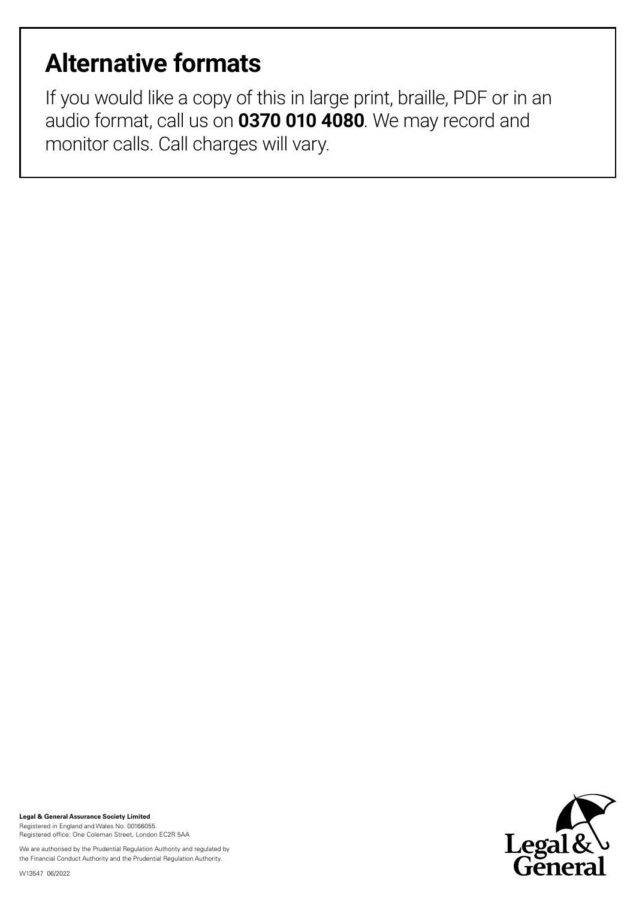## Alternative formats

If you would like a copy of this in large print, braille, PDF or in an audio format, call us on **0370 010 4080**. We may record and monitor calls. Call charges will vary.

**Legal & General Assurance Society Limited**
Registered in England and Wales No. 00166055.
Registered office: One Coleman Street, London EC2R 5AA

We are authorised by the Prudential Regulation Authority and regulated by the Financial Conduct Authority and the Prudential Regulation Authority.

W13547 06/2022

Legal & General